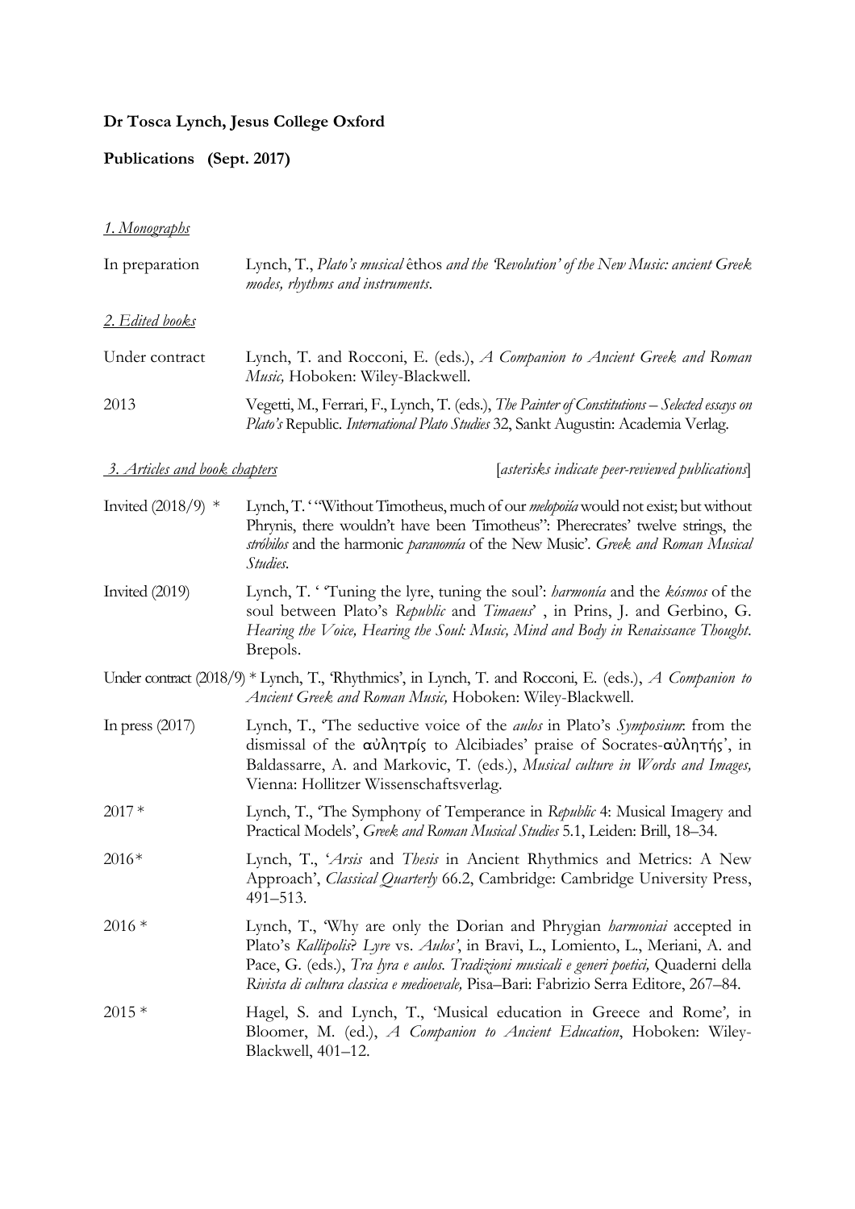**Dr Tosca Lynch, Jesus College Oxford**

**Publications (Sept. 2017)**

*1. Monographs*

In preparation — Lynch, T., *Plato's musical* êthos *and the 'Revolution' of the New Music: ancient Greek modes, rhythms and instruments*.

*2. Edited books*

Under contract — Lynch, T. and Rocconi, E. (eds.), *A Companion to Ancient Greek and Roman Music,* Hoboken: Wiley-Blackwell.

2013 — Vegetti, M., Ferrari, F., Lynch, T. (eds.), *The Painter of Constitutions – Selected essays on Plato's* Republic. *International Plato Studies* 32, Sankt Augustin: Academia Verlag.

*3. Articles and book chapters* [*asterisks indicate peer-reviewed publications*]

Invited (2018/9) * — Lynch, T. '"Without Timotheus, much of our *melopoiía* would not exist; but without Phrynis, there wouldn't have been Timotheus": Pherecrates' twelve strings, the *stróbilos* and the harmonic *paranomía* of the New Music'. *Greek and Roman Musical Studies*.

Invited (2019) — Lynch, T. ' 'Tuning the lyre, tuning the soul': *harmonía* and the *kósmos* of the soul between Plato's *Republic* and *Timaeus*' , in Prins, J. and Gerbino, G. *Hearing the Voice, Hearing the Soul: Music, Mind and Body in Renaissance Thought*. Brepols.

Under contract (2018/9) * Lynch, T., 'Rhythmics', in Lynch, T. and Rocconi, E. (eds.), *A Companion to Ancient Greek and Roman Music,* Hoboken: Wiley-Blackwell.

In press (2017) — Lynch, T., 'The seductive voice of the *aulos* in Plato's *Symposium*: from the dismissal of the αὐλητρίς to Alcibiades' praise of Socrates-αὐλητής', in Baldassarre, A. and Markovic, T. (eds.), *Musical culture in Words and Images,* Vienna: Hollitzer Wissenschaftsverlag.

2017 * — Lynch, T., 'The Symphony of Temperance in *Republic* 4: Musical Imagery and Practical Models', *Greek and Roman Musical Studies* 5.1, Leiden: Brill, 18–34.

2016* — Lynch, T., '*Arsis* and *Thesis* in Ancient Rhythmics and Metrics: A New Approach', *Classical Quarterly* 66.2, Cambridge: Cambridge University Press, 491–513.

2016 * — Lynch, T., 'Why are only the Dorian and Phrygian *harmoniai* accepted in Plato's *Kallipolis*? *Lyre* vs. *Aulos*', in Bravi, L., Lomiento, L., Meriani, A. and Pace, G. (eds.), *Tra lyra e aulos. Tradizioni musicali e generi poetici,* Quaderni della *Rivista di cultura classica e medioevale,* Pisa–Bari: Fabrizio Serra Editore, 267–84.

2015 * — Hagel, S. and Lynch, T., 'Musical education in Greece and Rome', in Bloomer, M. (ed.), *A Companion to Ancient Education*, Hoboken: Wiley-Blackwell, 401–12.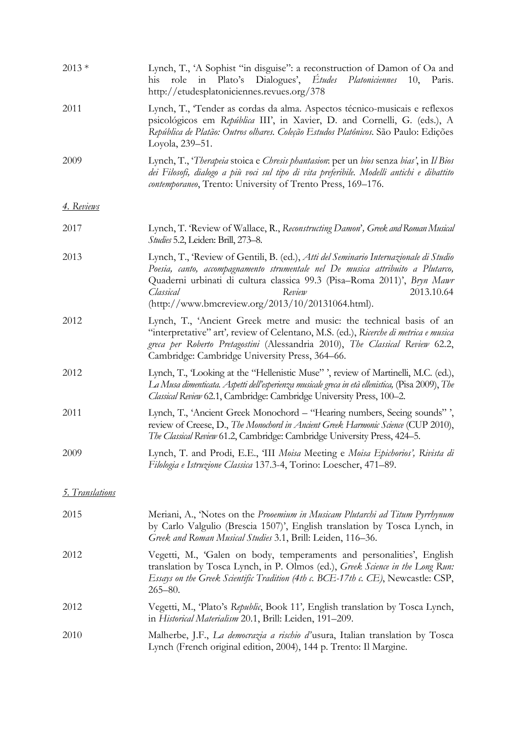2013 * Lynch, T., 'A Sophist "in disguise": a reconstruction of Damon of Oa and his role in Plato's Dialogues', *Études Platoniciennes* 10, Paris. http://etudesplatoniciennes.revues.org/378

2011 Lynch, T., 'Tender as cordas da alma. Aspectos técnico-musicais e reflexos psicológicos em *República* III', in Xavier, D. and Cornelli, G. (eds.), *A República de Platão: Outros olhares. Coleção Estudos Platônicos*. São Paulo: Edições Loyola, 239–51.

2009 Lynch, T., '*Therapeia* stoica e *Chresis phantasion*: per un *bios* senza *bias*', in *Il Bios dei Filosofi, dialogo a più voci sul tipo di vita preferibile. Modelli antichi e dibattito contemporaneo*, Trento: University of Trento Press, 169–176.

*4. Reviews*

2017 Lynch, T. 'Review of Wallace, R., *Reconstructing Damon*', *Greek and Roman Musical Studies* 5.2, Leiden: Brill, 273–8.

2013 Lynch, T., 'Review of Gentili, B. (ed.), *Atti del Seminario Internazionale di Studio Poesia, canto, accompagnamento strumentale nel De musica attribuito a Plutarco,* Quaderni urbinati di cultura classica 99.3 (Pisa–Roma 2011)', *Bryn Mawr Classical Review* 2013.10.64 (http://www.bmcreview.org/2013/10/20131064.html).

2012 Lynch, T., 'Ancient Greek metre and music: the technical basis of an "interpretative" art', review of Celentano, M.S. (ed.), *Ricerche di metrica e musica greca per Roberto Pretagostini* (Alessandria 2010), *The Classical Review* 62.2, Cambridge: Cambridge University Press, 364–66.

2012 Lynch, T., 'Looking at the "Hellenistic Muse" ', review of Martinelli, M.C. (ed.), *La Musa dimenticata. Aspetti dell'esperienza musicale greca in età ellenistica,* (Pisa 2009), *The Classical Review* 62.1, Cambridge: Cambridge University Press, 100–2.

2011 Lynch, T., 'Ancient Greek Monochord – "Hearing numbers, Seeing sounds" ', review of Creese, D., *The Monochord in Ancient Greek Harmonic Science* (CUP 2010), *The Classical Review* 61.2, Cambridge: Cambridge University Press, 424–5.

2009 Lynch, T. and Prodi, E.E., 'III *Moisa* Meeting e *Moisa Epichorios', Rivista di Filologia e Istruzione Classica* 137.3-4, Torino: Loescher, 471–89.

*5. Translations*

2015 Meriani, A., 'Notes on the *Prooemium in Musicam Plutarchi ad Titum Pyrrhynum* by Carlo Valgulio (Brescia 1507)', English translation by Tosca Lynch, in *Greek and Roman Musical Studies* 3.1, Brill: Leiden, 116–36.

2012 Vegetti, M., 'Galen on body, temperaments and personalities', English translation by Tosca Lynch, in P. Olmos (ed.), *Greek Science in the Long Run: Essays on the Greek Scientific Tradition (4th c. BCE-17th c. CE)*, Newcastle: CSP, 265–80.

2012 Vegetti, M., 'Plato's *Republic*, Book 11', English translation by Tosca Lynch, in *Historical Materialism* 20.1, Brill: Leiden, 191–209.

2010 Malherbe, J.F., *La democrazia a rischio d'*usura, Italian translation by Tosca Lynch (French original edition, 2004), 144 p. Trento: Il Margine.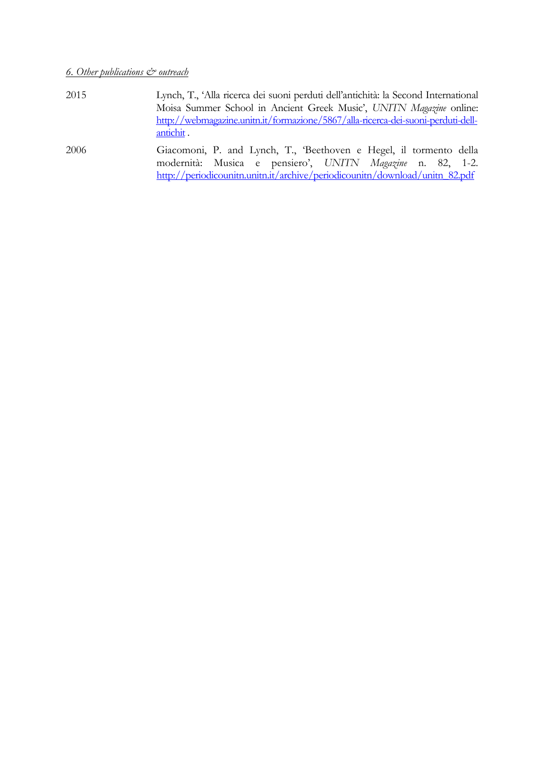*6. Other publications & outreach*

| | |
|---|---|
| 2015 | Lynch, T., 'Alla ricerca dei suoni perduti dell'antichità: la Second International Moisa Summer School in Ancient Greek Music', *UNITN Magazine* online: http://webmagazine.unitn.it/formazione/5867/alla-ricerca-dei-suoni-perduti-dell-antichit . |
| 2006 | Giacomoni, P. and Lynch, T., 'Beethoven e Hegel, il tormento della modernità: Musica e pensiero', *UNITN Magazine* n. 82, 1-2. http://periodicounitn.unitn.it/archive/periodicounitn/download/unitn_82.pdf |